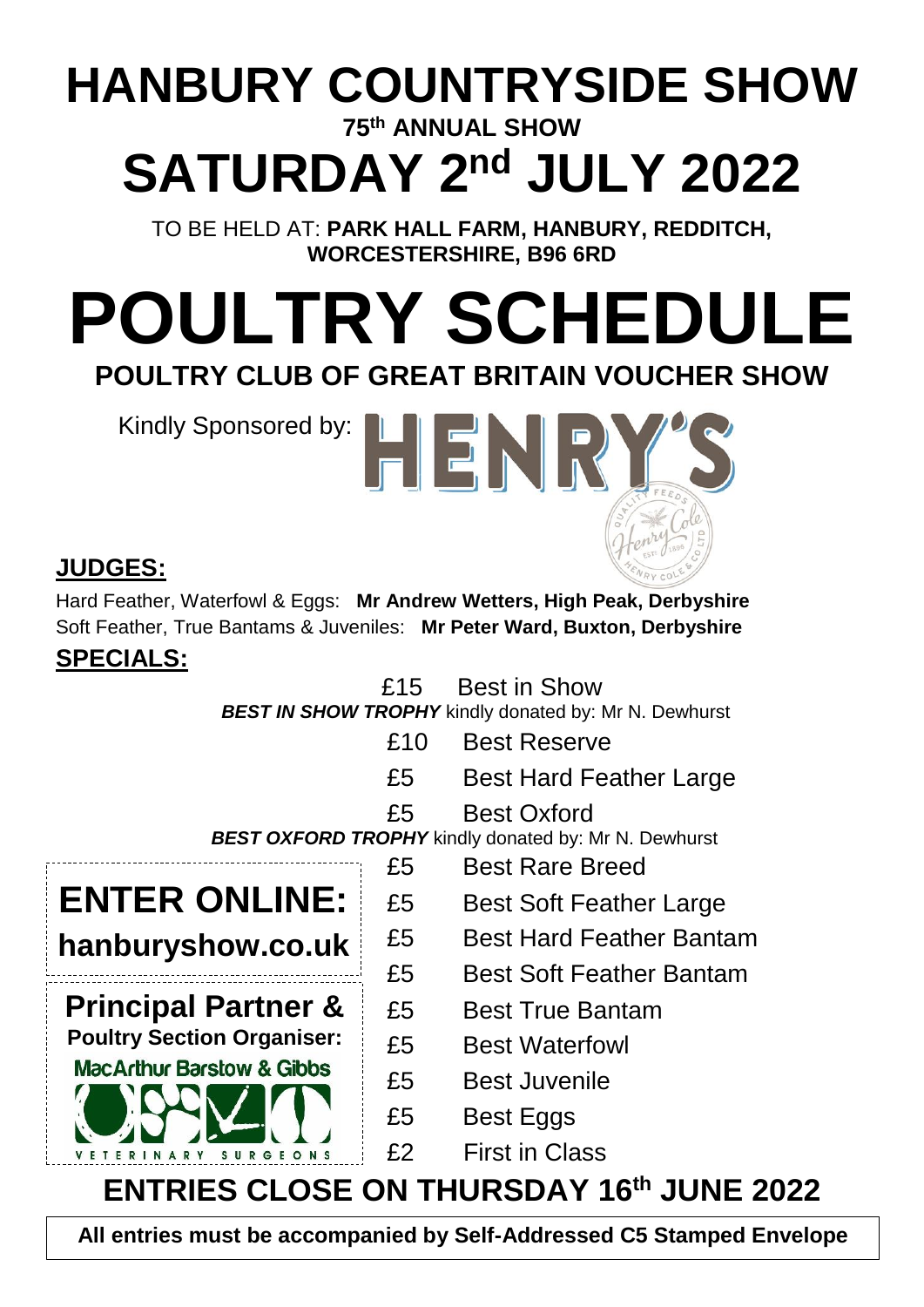# HANBURY COUNTRYSIDE SHOW

**75th ANNUAL SHOW**

# SATURDAY 2nd JULY 2022

TO BE HELD AT: **PARK HALL FARM, HANBURY, REDDITCH, WORCESTERSHIRE, B96 6RD**

# POULTRY SCHEDULE

## POULTRY CLUB OF GREAT BRITAIN VOUCHER SHOW

Kindly Sponsored by: HENRY'S

## JUDGES:

Hard Feather, Waterfowl & Eggs: **Mr Andrew Wetters, High Peak, Derbyshire**
Soft Feather, True Bantams & Juveniles: **Mr Peter Ward, Buxton, Derbyshire**

## SPECIALS:

£15 Best in Show
***BEST IN SHOW TROPHY*** kindly donated by: Mr N. Dewhurst

£10 Best Reserve

£5 Best Hard Feather Large

£5 Best Oxford
***BEST OXFORD TROPHY*** kindly donated by: Mr N. Dewhurst

£5 Best Rare Breed

£5 Best Soft Feather Large

£5 Best Hard Feather Bantam

£5 Best Soft Feather Bantam

£5 Best True Bantam

£5 Best Waterfowl

£5 Best Juvenile

£5 Best Eggs

£2 First in Class

**ENTER ONLINE: hanburyshow.co.uk**

**Principal Partner & Poultry Section Organiser:**
MacArthur Barstow & Gibbs Veterinary Surgeons

## ENTRIES CLOSE ON THURSDAY 16th JUNE 2022

**All entries must be accompanied by Self-Addressed C5 Stamped Envelope**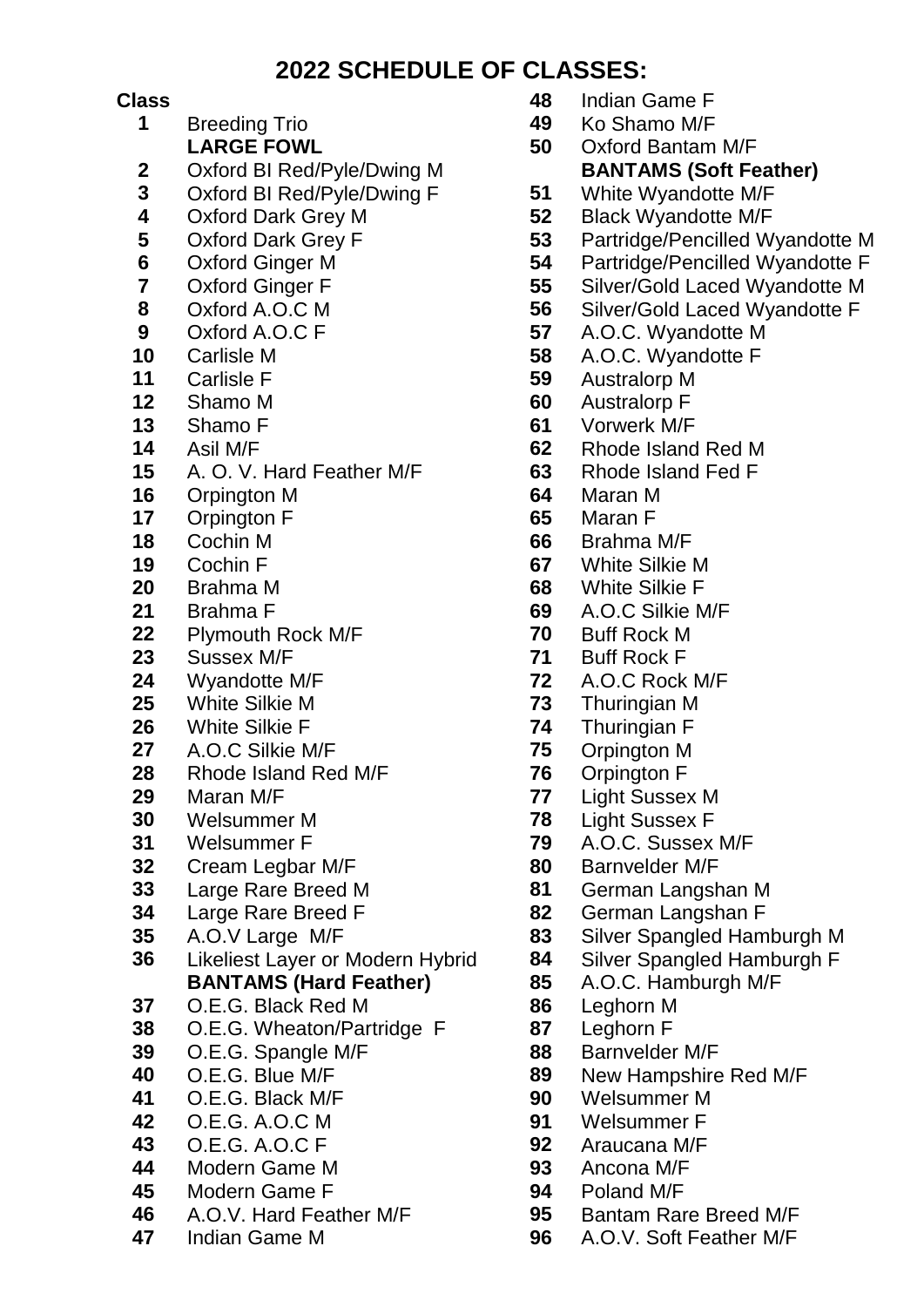# 2022 SCHEDULE OF CLASSES:

| Class | |
|---|---|
| 1 | Breeding Trio |
| | **LARGE FOWL** |
| 2 | Oxford Bl Red/Pyle/Dwing M |
| 3 | Oxford Bl Red/Pyle/Dwing F |
| 4 | Oxford Dark Grey M |
| 5 | Oxford Dark Grey F |
| 6 | Oxford Ginger M |
| 7 | Oxford Ginger F |
| 8 | Oxford A.O.C M |
| 9 | Oxford A.O.C F |
| 10 | Carlisle M |
| 11 | Carlisle F |
| 12 | Shamo M |
| 13 | Shamo F |
| 14 | Asil M/F |
| 15 | A. O. V. Hard Feather M/F |
| 16 | Orpington M |
| 17 | Orpington F |
| 18 | Cochin M |
| 19 | Cochin F |
| 20 | Brahma M |
| 21 | Brahma F |
| 22 | Plymouth Rock M/F |
| 23 | Sussex M/F |
| 24 | Wyandotte M/F |
| 25 | White Silkie M |
| 26 | White Silkie F |
| 27 | A.O.C Silkie M/F |
| 28 | Rhode Island Red M/F |
| 29 | Maran M/F |
| 30 | Welsummer M |
| 31 | Welsummer F |
| 32 | Cream Legbar M/F |
| 33 | Large Rare Breed M |
| 34 | Large Rare Breed F |
| 35 | A.O.V Large M/F |
| 36 | Likeliest Layer or Modern Hybrid |
| | **BANTAMS (Hard Feather)** |
| 37 | O.E.G. Black Red M |
| 38 | O.E.G. Wheaton/Partridge F |
| 39 | O.E.G. Spangle M/F |
| 40 | O.E.G. Blue M/F |
| 41 | O.E.G. Black M/F |
| 42 | O.E.G. A.O.C M |
| 43 | O.E.G. A.O.C F |
| 44 | Modern Game M |
| 45 | Modern Game F |
| 46 | A.O.V. Hard Feather M/F |
| 47 | Indian Game M |
| 48 | Indian Game F |
| 49 | Ko Shamo M/F |
| 50 | Oxford Bantam M/F |
| | **BANTAMS (Soft Feather)** |
| 51 | White Wyandotte M/F |
| 52 | Black Wyandotte M/F |
| 53 | Partridge/Pencilled Wyandotte M |
| 54 | Partridge/Pencilled Wyandotte F |
| 55 | Silver/Gold Laced Wyandotte M |
| 56 | Silver/Gold Laced Wyandotte F |
| 57 | A.O.C. Wyandotte M |
| 58 | A.O.C. Wyandotte F |
| 59 | Australorp M |
| 60 | Australorp F |
| 61 | Vorwerk M/F |
| 62 | Rhode Island Red M |
| 63 | Rhode Island Fed F |
| 64 | Maran M |
| 65 | Maran F |
| 66 | Brahma M/F |
| 67 | White Silkie M |
| 68 | White Silkie F |
| 69 | A.O.C Silkie M/F |
| 70 | Buff Rock M |
| 71 | Buff Rock F |
| 72 | A.O.C Rock M/F |
| 73 | Thuringian M |
| 74 | Thuringian F |
| 75 | Orpington M |
| 76 | Orpington F |
| 77 | Light Sussex M |
| 78 | Light Sussex F |
| 79 | A.O.C. Sussex M/F |
| 80 | Barnvelder M/F |
| 81 | German Langshan M |
| 82 | German Langshan F |
| 83 | Silver Spangled Hamburgh M |
| 84 | Silver Spangled Hamburgh F |
| 85 | A.O.C. Hamburgh M/F |
| 86 | Leghorn M |
| 87 | Leghorn F |
| 88 | Barnvelder M/F |
| 89 | New Hampshire Red M/F |
| 90 | Welsummer M |
| 91 | Welsummer F |
| 92 | Araucana M/F |
| 93 | Ancona M/F |
| 94 | Poland M/F |
| 95 | Bantam Rare Breed M/F |
| 96 | A.O.V. Soft Feather M/F |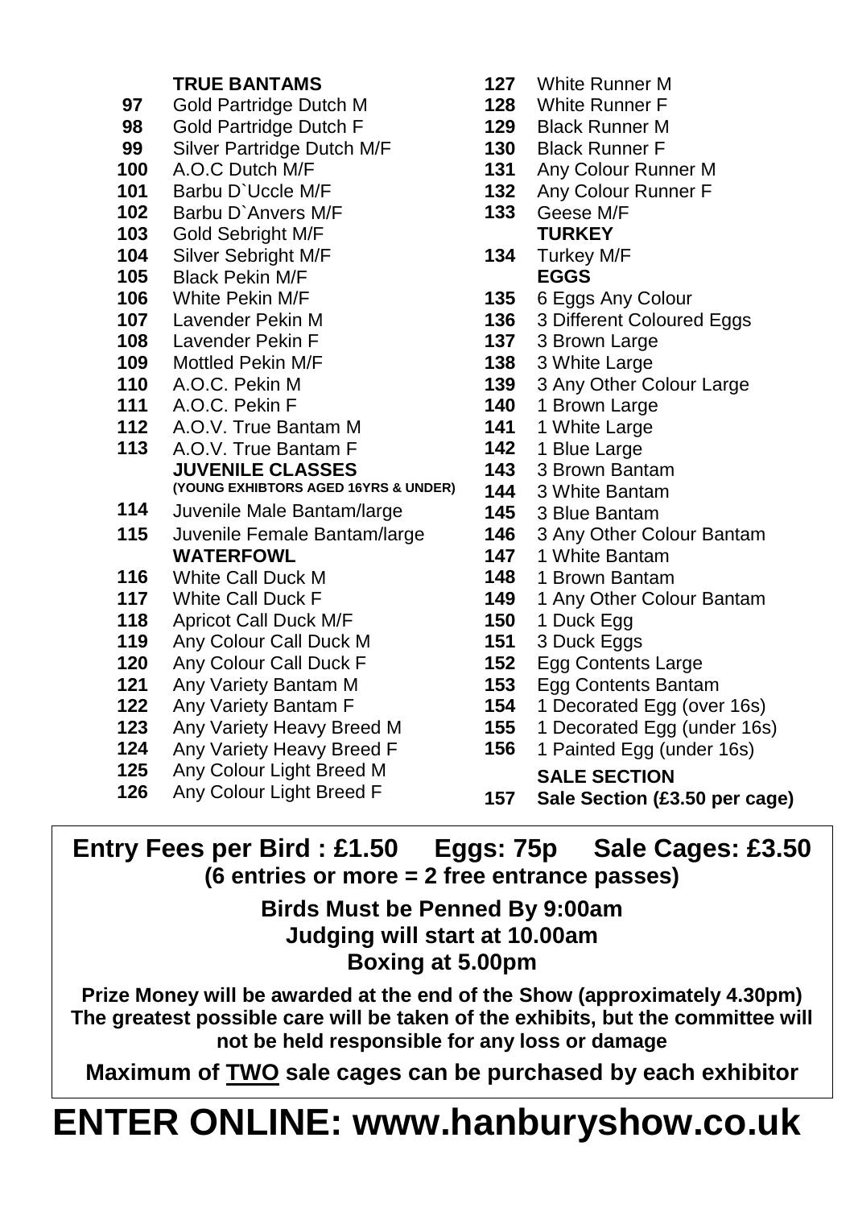### TRUE BANTAMS

- **97** Gold Partridge Dutch M
- **98** Gold Partridge Dutch F
- **99** Silver Partridge Dutch M/F
- **100** A.O.C Dutch M/F
- **101** Barbu D`Uccle M/F
- **102** Barbu D`Anvers M/F
- **103** Gold Sebright M/F
- **104** Silver Sebright M/F
- **105** Black Pekin M/F
- **106** White Pekin M/F
- **107** Lavender Pekin M
- **108** Lavender Pekin F
- **109** Mottled Pekin M/F
- **110** A.O.C. Pekin M
- **111** A.O.C. Pekin F
- **112** A.O.V. True Bantam M
- **113** A.O.V. True Bantam F

### JUVENILE CLASSES

**(YOUNG EXHIBTORS AGED 16YRS & UNDER)**

- **114** Juvenile Male Bantam/large
- **115** Juvenile Female Bantam/large

### WATERFOWL

- **116** White Call Duck M
- **117** White Call Duck F
- **118** Apricot Call Duck M/F
- **119** Any Colour Call Duck M
- **120** Any Colour Call Duck F
- **121** Any Variety Bantam M
- **122** Any Variety Bantam F
- **123** Any Variety Heavy Breed M
- **124** Any Variety Heavy Breed F
- **125** Any Colour Light Breed M
- **126** Any Colour Light Breed F
- **127** White Runner M
- **128** White Runner F
- **129** Black Runner M
- **130** Black Runner F
- **131** Any Colour Runner M
- **132** Any Colour Runner F
- **133** Geese M/F

### TURKEY

- **134** Turkey M/F

### EGGS

- **135** 6 Eggs Any Colour
- **136** 3 Different Coloured Eggs
- **137** 3 Brown Large
- **138** 3 White Large
- **139** 3 Any Other Colour Large
- **140** 1 Brown Large
- **141** 1 White Large
- **142** 1 Blue Large
- **143** 3 Brown Bantam
- **144** 3 White Bantam
- **145** 3 Blue Bantam
- **146** 3 Any Other Colour Bantam
- **147** 1 White Bantam
- **148** 1 Brown Bantam
- **149** 1 Any Other Colour Bantam
- **150** 1 Duck Egg
- **151** 3 Duck Eggs
- **152** Egg Contents Large
- **153** Egg Contents Bantam
- **154** 1 Decorated Egg (over 16s)
- **155** 1 Decorated Egg (under 16s)
- **156** 1 Painted Egg (under 16s)

### SALE SECTION

- **157** **Sale Section (£3.50 per cage)**

---

**Entry Fees per Bird : £1.50 Eggs: 75p Sale Cages: £3.50**
**(6 entries or more = 2 free entrance passes)**

**Birds Must be Penned By 9:00am**
**Judging will start at 10.00am**
**Boxing at 5.00pm**

**Prize Money will be awarded at the end of the Show (approximately 4.30pm)**
**The greatest possible care will be taken of the exhibits, but the committee will not be held responsible for any loss or damage**

**Maximum of TWO sale cages can be purchased by each exhibitor**

# ENTER ONLINE: www.hanburyshow.co.uk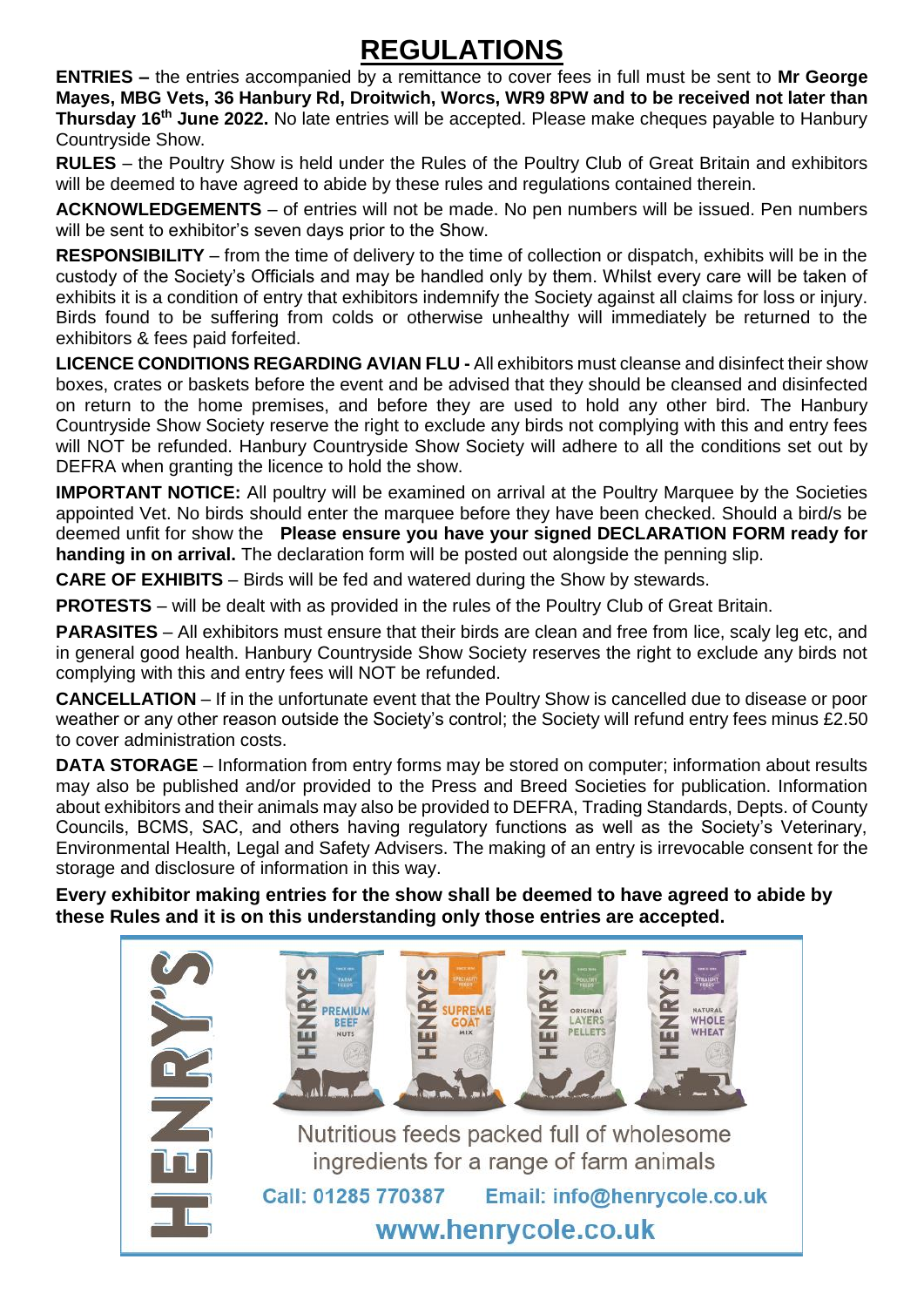# REGULATIONS

**ENTRIES –** the entries accompanied by a remittance to cover fees in full must be sent to **Mr George Mayes, MBG Vets, 36 Hanbury Rd, Droitwich, Worcs, WR9 8PW and to be received not later than Thursday 16th June 2022.** No late entries will be accepted. Please make cheques payable to Hanbury Countryside Show.

**RULES** – the Poultry Show is held under the Rules of the Poultry Club of Great Britain and exhibitors will be deemed to have agreed to abide by these rules and regulations contained therein.

**ACKNOWLEDGEMENTS** – of entries will not be made. No pen numbers will be issued. Pen numbers will be sent to exhibitor's seven days prior to the Show.

**RESPONSIBILITY** – from the time of delivery to the time of collection or dispatch, exhibits will be in the custody of the Society's Officials and may be handled only by them. Whilst every care will be taken of exhibits it is a condition of entry that exhibitors indemnify the Society against all claims for loss or injury. Birds found to be suffering from colds or otherwise unhealthy will immediately be returned to the exhibitors & fees paid forfeited.

**LICENCE CONDITIONS REGARDING AVIAN FLU -** All exhibitors must cleanse and disinfect their show boxes, crates or baskets before the event and be advised that they should be cleansed and disinfected on return to the home premises, and before they are used to hold any other bird. The Hanbury Countryside Show Society reserve the right to exclude any birds not complying with this and entry fees will NOT be refunded. Hanbury Countryside Show Society will adhere to all the conditions set out by DEFRA when granting the licence to hold the show.

**IMPORTANT NOTICE:** All poultry will be examined on arrival at the Poultry Marquee by the Societies appointed Vet. No birds should enter the marquee before they have been checked. Should a bird/s be deemed unfit for show the **Please ensure you have your signed DECLARATION FORM ready for handing in on arrival.** The declaration form will be posted out alongside the penning slip.

**CARE OF EXHIBITS** – Birds will be fed and watered during the Show by stewards.

**PROTESTS** – will be dealt with as provided in the rules of the Poultry Club of Great Britain.

**PARASITES** – All exhibitors must ensure that their birds are clean and free from lice, scaly leg etc, and in general good health. Hanbury Countryside Show Society reserves the right to exclude any birds not complying with this and entry fees will NOT be refunded.

**CANCELLATION** – If in the unfortunate event that the Poultry Show is cancelled due to disease or poor weather or any other reason outside the Society's control; the Society will refund entry fees minus £2.50 to cover administration costs.

**DATA STORAGE** – Information from entry forms may be stored on computer; information about results may also be published and/or provided to the Press and Breed Societies for publication. Information about exhibitors and their animals may also be provided to DEFRA, Trading Standards, Depts. of County Councils, BCMS, SAC, and others having regulatory functions as well as the Society's Veterinary, Environmental Health, Legal and Safety Advisers. The making of an entry is irrevocable consent for the storage and disclosure of information in this way.

**Every exhibitor making entries for the show shall be deemed to have agreed to abide by these Rules and it is on this understanding only those entries are accepted.**

HENRY'S

Nutritious feeds packed full of wholesome ingredients for a range of farm animals

Call: 01285 770387 Email: info@henrycole.co.uk

www.henrycole.co.uk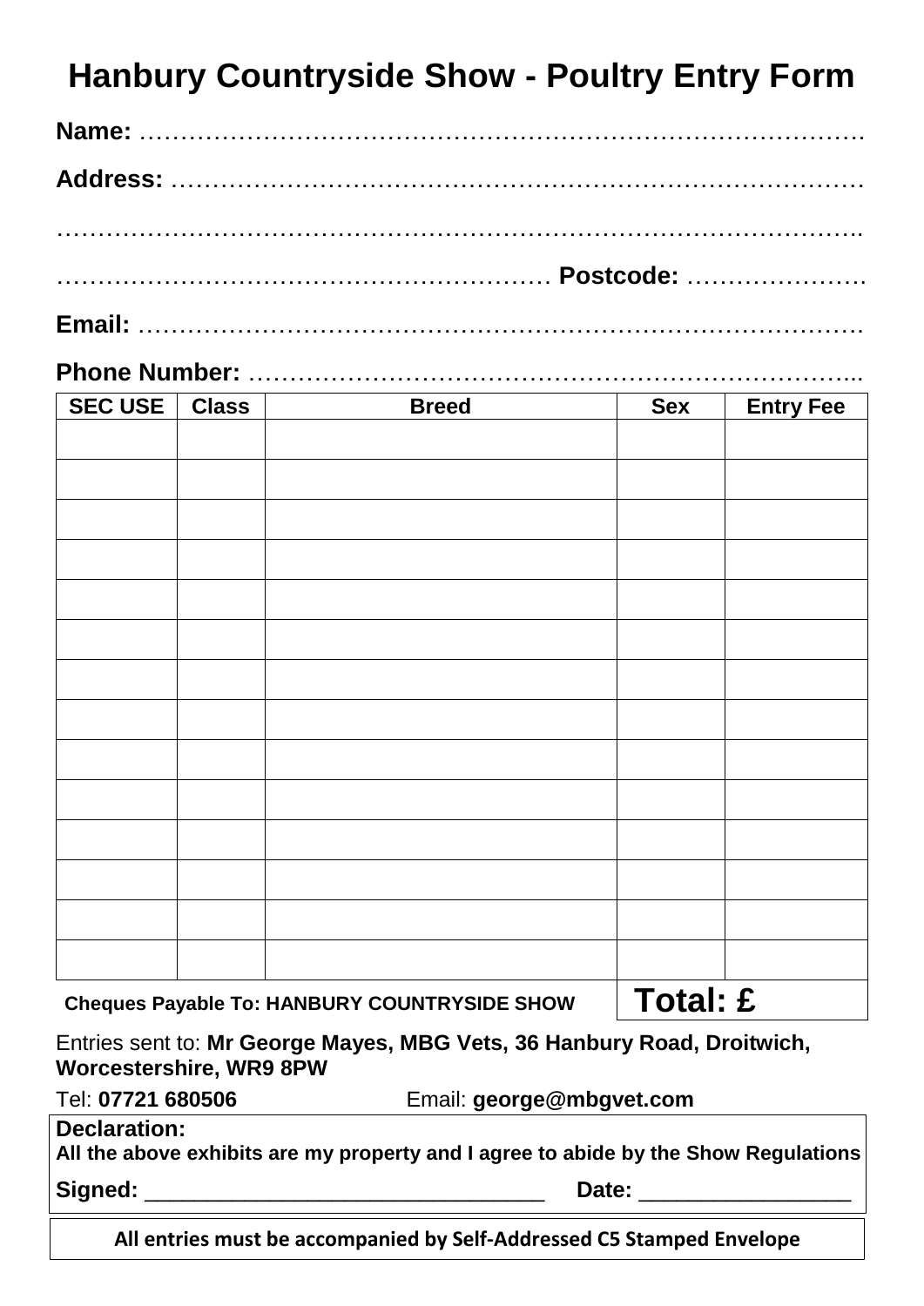# Hanbury Countryside Show - Poultry Entry Form

**Name:** ……………………………………………………………………………….

**Address:** ………………………………………………………………………….

………………………………………………………………………………………..

…………………………………………………… **Postcode:** ………………….

**Email:** ………………………………………………………………………………

**Phone Number:** ………………………………………………………………...

| SEC USE | Class | Breed | Sex | Entry Fee |
|---|---|---|---|---|
| | | | | |
| | | | | |
| | | | | |
| | | | | |
| | | | | |
| | | | | |
| | | | | |
| | | | | |
| | | | | |
| | | | | |
| | | | | |
| | | | | |
| | | | | |
| | | | | |
| **Cheques Payable To: HANBURY COUNTRYSIDE SHOW** | | | **Total: £** | |

Entries sent to: **Mr George Mayes, MBG Vets, 36 Hanbury Road, Droitwich, Worcestershire, WR9 8PW**

Tel: **07721 680506** Email: **george@mbgvet.com**

**Declaration:**
**All the above exhibits are my property and I agree to abide by the Show Regulations**

**Signed:** ________________________________ **Date:** _________________

**All entries must be accompanied by Self-Addressed C5 Stamped Envelope**